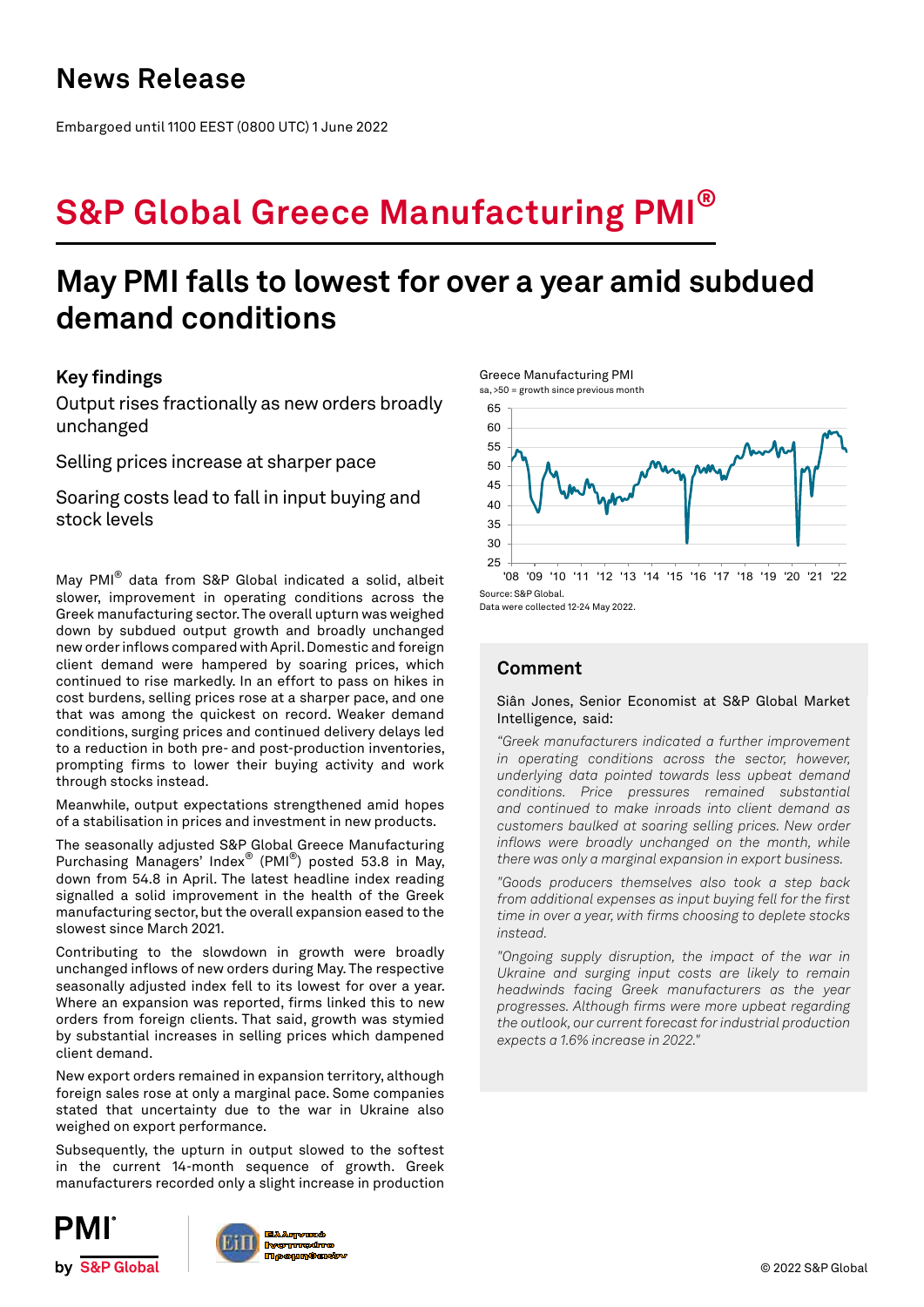# News Release

Embargoed until 1100 EEST (0800 UTC) 1 June 2022

# S&P Global Greece Manufacturing PMI®

## May PMI falls to lowest for over a year amid subdued demand conditions

### Key findings

Output rises fractionally as new orders broadly unchanged

Selling prices increase at sharper pace

Soaring costs lead to fall in input buying and stock levels

May PMI® data from S&P Global indicated a solid, albeit slower, improvement in operating conditions across the Greek manufacturing sector. The overall upturn was weighed down by subdued output growth and broadly unchanged new order inflows compared with April. Domestic and foreign client demand were hampered by soaring prices, which continued to rise markedly. In an effort to pass on hikes in cost burdens, selling prices rose at a sharper pace, and one that was among the quickest on record. Weaker demand conditions, surging prices and continued delivery delays led to a reduction in both pre- and post-production inventories, prompting firms to lower their buying activity and work through stocks instead.

Meanwhile, output expectations strengthened amid hopes of a stabilisation in prices and investment in new products.

The seasonally adjusted S&P Global Greece Manufacturing Purchasing Managers' Index® (PMI®) posted 53.8 in May, down from 54.8 in April. The latest headline index reading signalled a solid improvement in the health of the Greek manufacturing sector, but the overall expansion eased to the slowest since March 2021.

Contributing to the slowdown in growth were broadly unchanged inflows of new orders during May. The respective seasonally adjusted index fell to its lowest for over a year. Where an expansion was reported, firms linked this to new orders from foreign clients. That said, growth was stymied by substantial increases in selling prices which dampened client demand.

New export orders remained in expansion territory, although foreign sales rose at only a marginal pace. Some companies stated that uncertainty due to the war in Ukraine also weighed on export performance.

Subsequently, the upturn in output slowed to the softest in the current 14-month sequence of growth. Greek manufacturers recorded only a slight increase in production

Greece Manufacturing PMI
sa, >50 = growth since previous month

Source: S&P Global.
Data were collected 12-24 May 2022.

### Comment

Siân Jones, Senior Economist at S&P Global Market Intelligence, said:

*"Greek manufacturers indicated a further improvement in operating conditions across the sector, however, underlying data pointed towards less upbeat demand conditions. Price pressures remained substantial and continued to make inroads into client demand as customers baulked at soaring selling prices. New order inflows were broadly unchanged on the month, while there was only a marginal expansion in export business.*

*"Goods producers themselves also took a step back from additional expenses as input buying fell for the first time in over a year, with firms choosing to deplete stocks instead.*

*"Ongoing supply disruption, the impact of the war in Ukraine and surging input costs are likely to remain headwinds facing Greek manufacturers as the year progresses. Although firms were more upbeat regarding the outlook, our current forecast for industrial production expects a 1.6% increase in 2022."*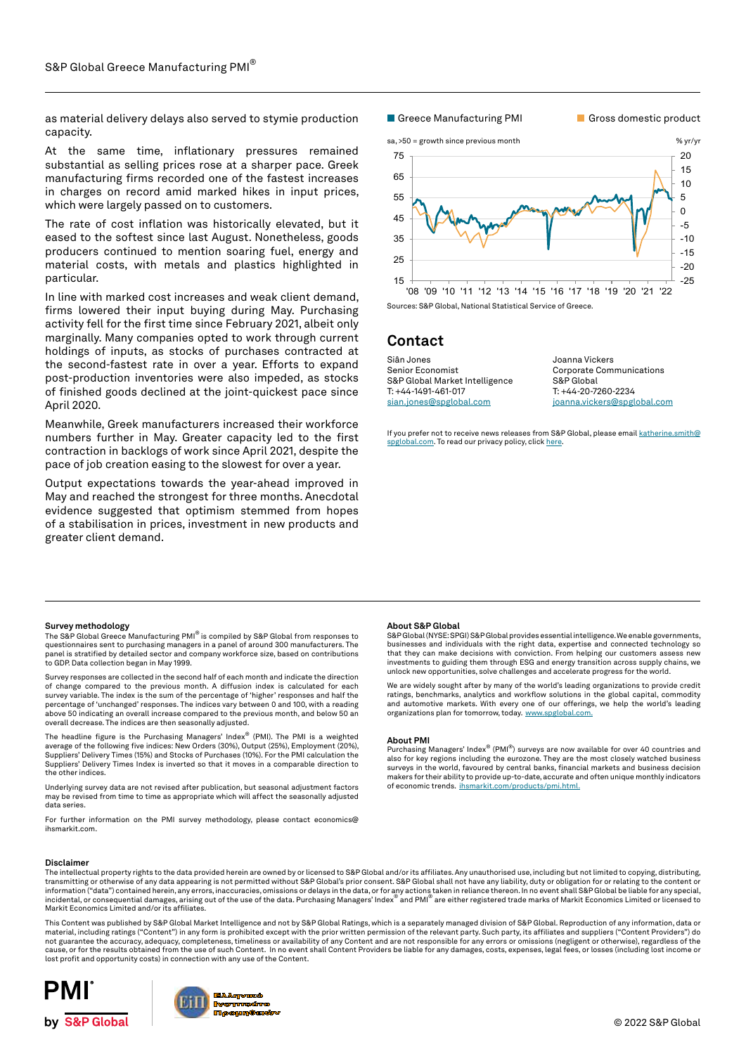as material delivery delays also served to stymie production capacity.

At the same time, inflationary pressures remained substantial as selling prices rose at a sharper pace. Greek manufacturing firms recorded one of the fastest increases in charges on record amid marked hikes in input prices, which were largely passed on to customers.

The rate of cost inflation was historically elevated, but it eased to the softest since last August. Nonetheless, goods producers continued to mention soaring fuel, energy and material costs, with metals and plastics highlighted in particular.

In line with marked cost increases and weak client demand, firms lowered their input buying during May. Purchasing activity fell for the first time since February 2021, albeit only marginally. Many companies opted to work through current holdings of inputs, as stocks of purchases contracted at the second-fastest rate in over a year. Efforts to expand post-production inventories were also impeded, as stocks of finished goods declined at the joint-quickest pace since April 2020.

Meanwhile, Greek manufacturers increased their workforce numbers further in May. Greater capacity led to the first contraction in backlogs of work since April 2021, despite the pace of job creation easing to the slowest for over a year.

Output expectations towards the year-ahead improved in May and reached the strongest for three months. Anecdotal evidence suggested that optimism stemmed from hopes of a stabilisation in prices, investment in new products and greater client demand.

Greece Manufacturing PMI
Gross domestic product

sa, >50 = growth since previous month
% yr/yr

75 65 55 45 35 25 15

20 15 10 5 0 -5 -10 -15 -20 -25

'08 '09 '10 '11 '12 '13 '14 '15 '16 '17 '18 '19 '20 '21 '22

Sources: S&P Global, National Statistical Service of Greece.

## Contact

Siân Jones
Senior Economist
S&P Global Market Intelligence
T: +44-1491-461-017
sian.jones@spglobal.com

Joanna Vickers
Corporate Communications
S&P Global
T: +44-20-7260-2234
joanna.vickers@spglobal.com

If you prefer not to receive news releases from S&P Global, please email katherine.smith@spglobal.com. To read our privacy policy, click here.

### Survey methodology

The S&P Global Greece Manufacturing PMI® is compiled by S&P Global from responses to questionnaires sent to purchasing managers in a panel of around 300 manufacturers. The panel is stratified by detailed sector and company workforce size, based on contributions to GDP. Data collection began in May 1999.

Survey responses are collected in the second half of each month and indicate the direction of change compared to the previous month. A diffusion index is calculated for each survey variable. The index is the sum of the percentage of 'higher' responses and half the percentage of 'unchanged' responses. The indices vary between 0 and 100, with a reading above 50 indicating an overall increase compared to the previous month, and below 50 an overall decrease. The indices are then seasonally adjusted.

The headline figure is the Purchasing Managers' Index® (PMI). The PMI is a weighted average of the following five indices: New Orders (30%), Output (25%), Employment (20%), Suppliers' Delivery Times (15%) and Stocks of Purchases (10%). For the PMI calculation the Suppliers' Delivery Times Index is inverted so that it moves in a comparable direction to the other indices.

Underlying survey data are not revised after publication, but seasonal adjustment factors may be revised from time to time as appropriate which will affect the seasonally adjusted data series.

For further information on the PMI survey methodology, please contact economics@ihsmarkit.com.

### About S&P Global

S&P Global (NYSE: SPGI) S&P Global provides essential intelligence. We enable governments, businesses and individuals with the right data, expertise and connected technology so that they can make decisions with conviction. From helping our customers assess new investments to guiding them through ESG and energy transition across supply chains, we unlock new opportunities, solve challenges and accelerate progress for the world.

We are widely sought after by many of the world's leading organizations to provide credit ratings, benchmarks, analytics and workflow solutions in the global capital, commodity and automotive markets. With every one of our offerings, we help the world's leading organizations plan for tomorrow, today. www.spglobal.com.

### About PMI

Purchasing Managers' Index® (PMI®) surveys are now available for over 40 countries and also for key regions including the eurozone. They are the most closely watched business surveys in the world, favoured by central banks, financial markets and business decision makers for their ability to provide up-to-date, accurate and often unique monthly indicators of economic trends. ihsmarkit.com/products/pmi.html.

### Disclaimer

The intellectual property rights to the data provided herein are owned by or licensed to S&P Global and/or its affiliates. Any unauthorised use, including but not limited to copying, distributing, transmitting or otherwise of any data appearing is not permitted without S&P Global's prior consent. S&P Global shall not have any liability, duty or obligation for or relating to the content or information ("data") contained herein, any errors, inaccuracies, omissions or delays in the data, or for any actions taken in reliance thereon. In no event shall S&P Global be liable for any special, incidental, or consequential damages, arising out of the use of the data. Purchasing Managers' Index® and PMI® are either registered trade marks of Markit Economics Limited or licensed to Markit Economics Limited and/or its affiliates.

This Content was published by S&P Global Market Intelligence and not by S&P Global Ratings, which is a separately managed division of S&P Global. Reproduction of any information, data or material, including ratings ("Content") in any form is prohibited except with the prior written permission of the relevant party. Such party, its affiliates and suppliers ("Content Providers") do not guarantee the accuracy, adequacy, completeness, timeliness or availability of any Content and are not responsible for any errors or omissions (negligent or otherwise), regardless of the cause, or for the results obtained from the use of such Content. In no event shall Content Providers be liable for any damages, costs, expenses, legal fees, or losses (including lost income or lost profit and opportunity costs) in connection with any use of the Content.

PMI by S&P Global

Ελληνικό Ινστιτούτο Προμηθειών

© 2022 S&P Global